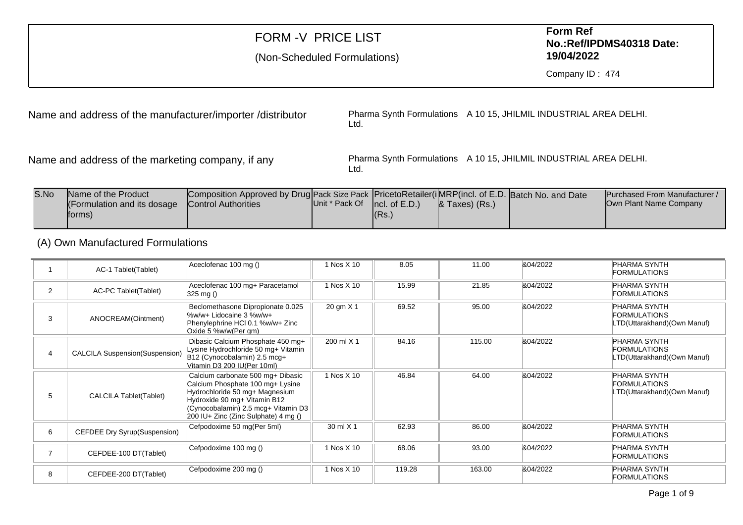# FORM -V PRICE LIST

(Non-Scheduled Formulations)

**Form Ref No.:Ref/IPDMS40318 Date: 19/04/2022**

Company ID : 474

Name and address of the manufacturer/importer /distributor: Pharma Synth Formulations Ltd. A 10 15, JHILMIL INDUSTRIAL AREA DELHI.

Name and address of the marketing company, if any: Pharma Synth Formulations Ltd. A 10 15, JHILMIL INDUSTRIAL AREA DELHI.

## (A) Own Manufactured Formulations

| S.No | Name of the Product (Formulation and its dosage forms) | Composition Approved by Drug Control Authorities | Pack Size Pack Unit * Pack Of | PricetoRetailer(incl. of E.D.) (Rs.) | MRP(incl. of E.D. & Taxes) (Rs.) | Batch No. and Date | Purchased From Manufacturer / Own Plant Name Company |
|---|---|---|---|---|---|---|---|
| 1 | AC-1 Tablet(Tablet) | Aceclofenac 100 mg () | 1 Nos X 10 | 8.05 | 11.00 | &04/2022 | PHARMA SYNTH FORMULATIONS |
| 2 | AC-PC Tablet(Tablet) | Aceclofenac 100 mg+ Paracetamol 325 mg () | 1 Nos X 10 | 15.99 | 21.85 | &04/2022 | PHARMA SYNTH FORMULATIONS |
| 3 | ANOCREAM(Ointment) | Beclomethasone Dipropionate 0.025 %w/w+ Lidocaine 3 %w/w+ Phenylephrine HCl 0.1 %w/w+ Zinc Oxide 5 %w/w(Per gm) | 20 gm X 1 | 69.52 | 95.00 | &04/2022 | PHARMA SYNTH FORMULATIONS LTD(Uttarakhand)(Own Manuf) |
| 4 | CALCILA Suspension(Suspension) | Dibasic Calcium Phosphate 450 mg+ Lysine Hydrochloride 50 mg+ Vitamin B12 (Cynocobalamin) 2.5 mcg+ Vitamin D3 200 IU(Per 10ml) | 200 ml X 1 | 84.16 | 115.00 | &04/2022 | PHARMA SYNTH FORMULATIONS LTD(Uttarakhand)(Own Manuf) |
| 5 | CALCILA Tablet(Tablet) | Calcium carbonate 500 mg+ Dibasic Calcium Phosphate 100 mg+ Lysine Hydrochloride 50 mg+ Magnesium Hydroxide 90 mg+ Vitamin B12 (Cynocobalamin) 2.5 mcg+ Vitamin D3 200 IU+ Zinc (Zinc Sulphate) 4 mg () | 1 Nos X 10 | 46.84 | 64.00 | &04/2022 | PHARMA SYNTH FORMULATIONS LTD(Uttarakhand)(Own Manuf) |
| 6 | CEFDEE Dry Syrup(Suspension) | Cefpodoxime 50 mg(Per 5ml) | 30 ml X 1 | 62.93 | 86.00 | &04/2022 | PHARMA SYNTH FORMULATIONS |
| 7 | CEFDEE-100 DT(Tablet) | Cefpodoxime 100 mg () | 1 Nos X 10 | 68.06 | 93.00 | &04/2022 | PHARMA SYNTH FORMULATIONS |
| 8 | CEFDEE-200 DT(Tablet) | Cefpodoxime 200 mg () | 1 Nos X 10 | 119.28 | 163.00 | &04/2022 | PHARMA SYNTH FORMULATIONS |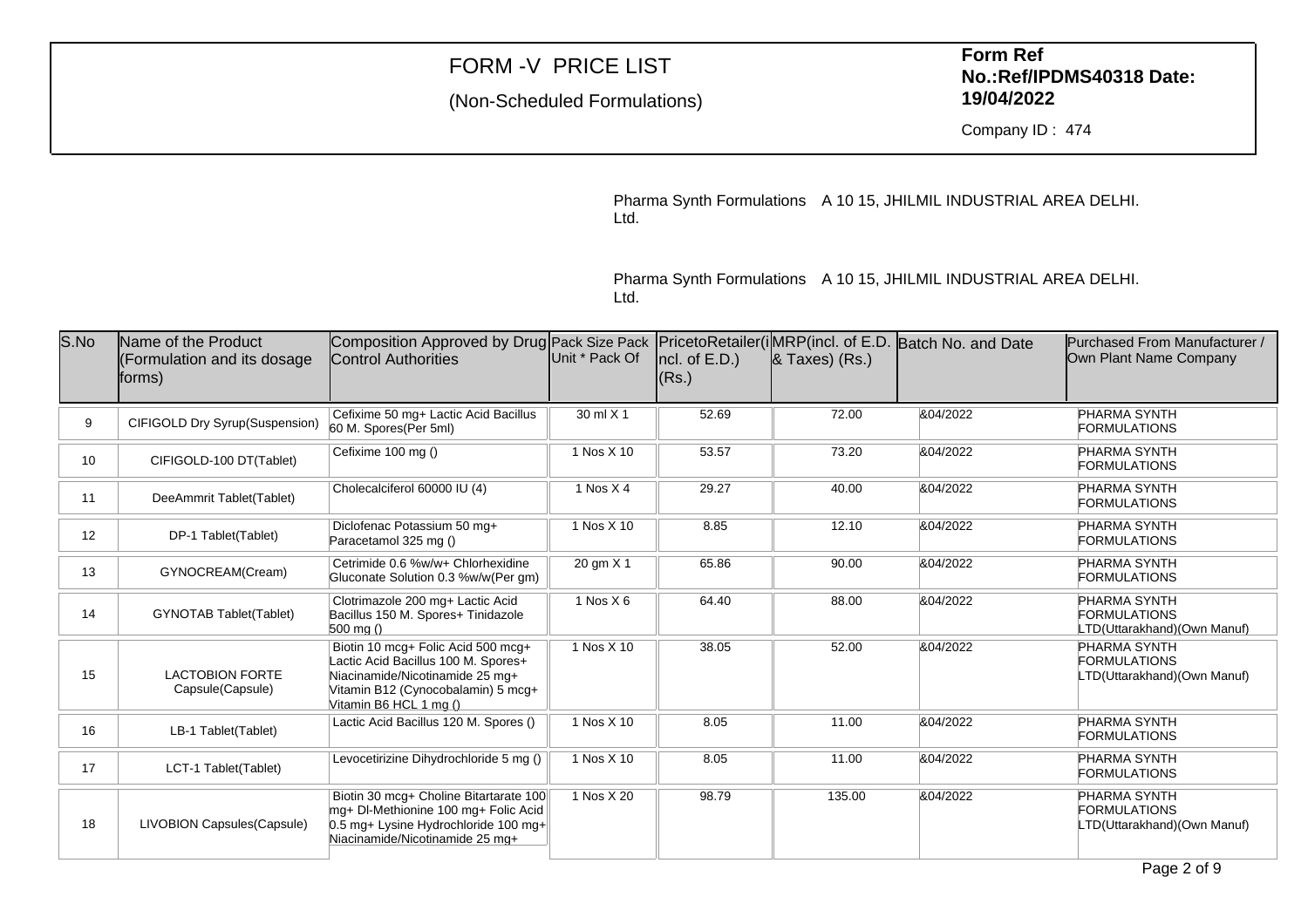# FORM -V PRICE LIST

(Non-Scheduled Formulations)

**Form Ref No.:Ref/IPDMS40318 Date: 19/04/2022**

Company ID : 474

Pharma Synth Formulations Ltd. A 10 15, JHILMIL INDUSTRIAL AREA DELHI.

Pharma Synth Formulations Ltd. A 10 15, JHILMIL INDUSTRIAL AREA DELHI.

| S.No | Name of the Product (Formulation and its dosage forms) | Composition Approved by Drug Control Authorities | Pack Size Pack Unit * Pack Of | PricetoRetailer(incl. of E.D.) (Rs.) | MRP(incl. of E.D. & Taxes) (Rs.) | Batch No. and Date | Purchased From Manufacturer / Own Plant Name Company |
|---|---|---|---|---|---|---|---|
| 9 | CIFIGOLD Dry Syrup(Suspension) | Cefixime 50 mg+ Lactic Acid Bacillus 60 M. Spores(Per 5ml) | 30 ml X 1 | 52.69 | 72.00 | &04/2022 | PHARMA SYNTH FORMULATIONS |
| 10 | CIFIGOLD-100 DT(Tablet) | Cefixime 100 mg () | 1 Nos X 10 | 53.57 | 73.20 | &04/2022 | PHARMA SYNTH FORMULATIONS |
| 11 | DeeAmmrit Tablet(Tablet) | Cholecalciferol 60000 IU (4) | 1 Nos X 4 | 29.27 | 40.00 | &04/2022 | PHARMA SYNTH FORMULATIONS |
| 12 | DP-1 Tablet(Tablet) | Diclofenac Potassium 50 mg+ Paracetamol 325 mg () | 1 Nos X 10 | 8.85 | 12.10 | &04/2022 | PHARMA SYNTH FORMULATIONS |
| 13 | GYNOCREAM(Cream) | Cetrimide 0.6 %w/w+ Chlorhexidine Gluconate Solution 0.3 %w/w(Per gm) | 20 gm X 1 | 65.86 | 90.00 | &04/2022 | PHARMA SYNTH FORMULATIONS |
| 14 | GYNOTAB Tablet(Tablet) | Clotrimazole 200 mg+ Lactic Acid Bacillus 150 M. Spores+ Tinidazole 500 mg () | 1 Nos X 6 | 64.40 | 88.00 | &04/2022 | PHARMA SYNTH FORMULATIONS LTD(Uttarakhand)(Own Manuf) |
| 15 | LACTOBION FORTE Capsule(Capsule) | Biotin 10 mcg+ Folic Acid 500 mcg+ Lactic Acid Bacillus 100 M. Spores+ Niacinamide/Nicotinamide 25 mg+ Vitamin B12 (Cynocobalamin) 5 mcg+ Vitamin B6 HCL 1 mg () | 1 Nos X 10 | 38.05 | 52.00 | &04/2022 | PHARMA SYNTH FORMULATIONS LTD(Uttarakhand)(Own Manuf) |
| 16 | LB-1 Tablet(Tablet) | Lactic Acid Bacillus 120 M. Spores () | 1 Nos X 10 | 8.05 | 11.00 | &04/2022 | PHARMA SYNTH FORMULATIONS |
| 17 | LCT-1 Tablet(Tablet) | Levocetirizine Dihydrochloride 5 mg () | 1 Nos X 10 | 8.05 | 11.00 | &04/2022 | PHARMA SYNTH FORMULATIONS |
| 18 | LIVOBION Capsules(Capsule) | Biotin 30 mcg+ Choline Bitartarate 100 mg+ Dl-Methionine 100 mg+ Folic Acid 0.5 mg+ Lysine Hydrochloride 100 mg+ Niacinamide/Nicotinamide 25 mg+ | 1 Nos X 20 | 98.79 | 135.00 | &04/2022 | PHARMA SYNTH FORMULATIONS LTD(Uttarakhand)(Own Manuf) |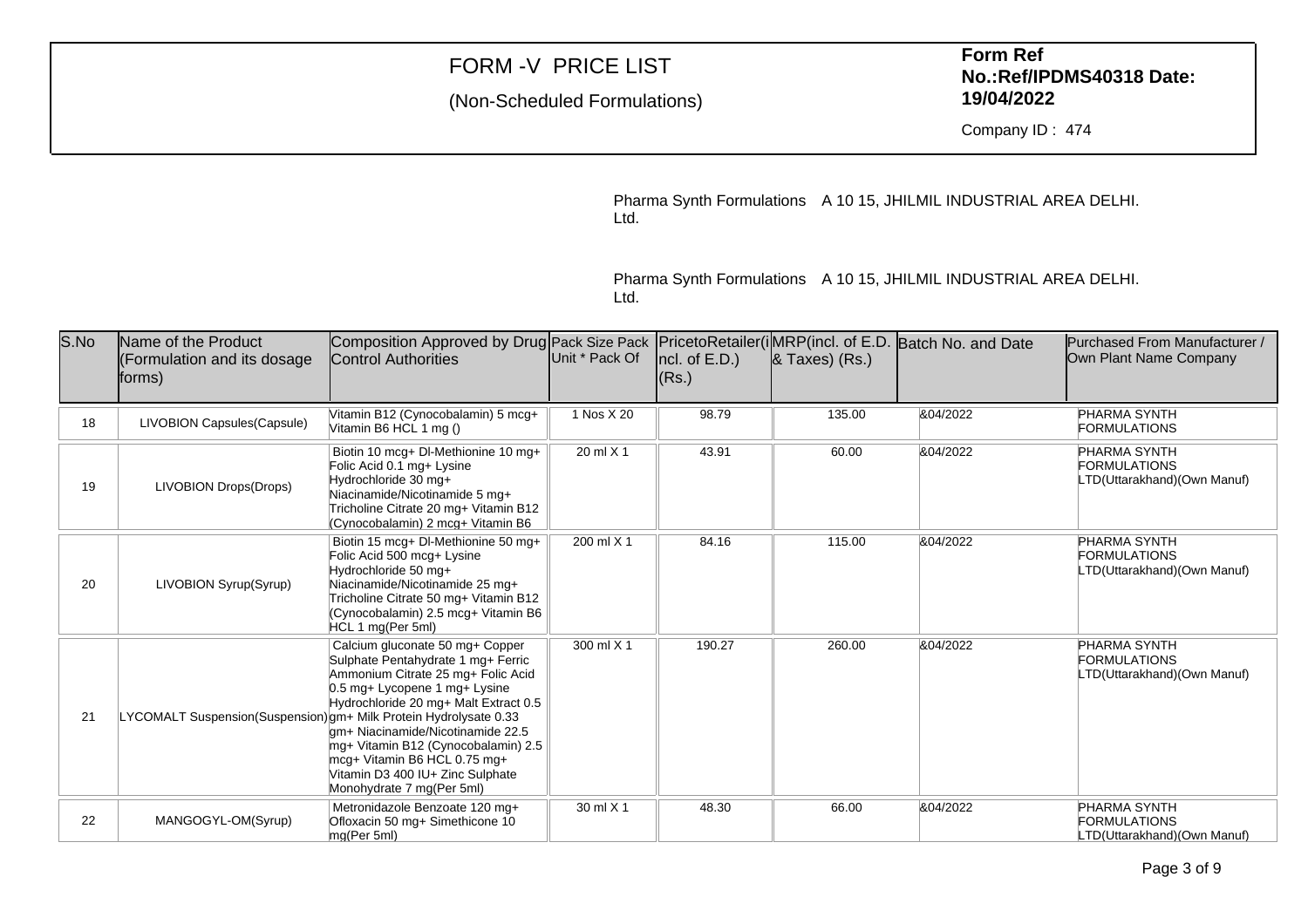# FORM -V PRICE LIST

(Non-Scheduled Formulations)

**Form Ref No.:Ref/IPDMS40318 Date: 19/04/2022**

Company ID : 474

Pharma Synth Formulations Ltd. A 10 15, JHILMIL INDUSTRIAL AREA DELHI.

Pharma Synth Formulations Ltd. A 10 15, JHILMIL INDUSTRIAL AREA DELHI.

| S.No | Name of the Product (Formulation and its dosage forms) | Composition Approved by Drug Control Authorities | Pack Size Pack Unit * Pack Of | PricetoRetailer(incl. of E.D.) (Rs.) | MRP(incl. of E.D. & Taxes) (Rs.) | Batch No. and Date | Purchased From Manufacturer / Own Plant Name Company |
|---|---|---|---|---|---|---|---|
| 18 | LIVOBION Capsules(Capsule) | Vitamin B12 (Cynocobalamin) 5 mcg+ Vitamin B6 HCL 1 mg () | 1 Nos X 20 | 98.79 | 135.00 | &04/2022 | PHARMA SYNTH FORMULATIONS |
| 19 | LIVOBION Drops(Drops) | Biotin 10 mcg+ Dl-Methionine 10 mg+ Folic Acid 0.1 mg+ Lysine Hydrochloride 30 mg+ Niacinamide/Nicotinamide 5 mg+ Tricholine Citrate 20 mg+ Vitamin B12 (Cynocobalamin) 2 mcg+ Vitamin B6 | 20 ml X 1 | 43.91 | 60.00 | &04/2022 | PHARMA SYNTH FORMULATIONS LTD(Uttarakhand)(Own Manuf) |
| 20 | LIVOBION Syrup(Syrup) | Biotin 15 mcg+ Dl-Methionine 50 mg+ Folic Acid 500 mcg+ Lysine Hydrochloride 50 mg+ Niacinamide/Nicotinamide 25 mg+ Tricholine Citrate 50 mg+ Vitamin B12 (Cynocobalamin) 2.5 mcg+ Vitamin B6 HCL 1 mg(Per 5ml) | 200 ml X 1 | 84.16 | 115.00 | &04/2022 | PHARMA SYNTH FORMULATIONS LTD(Uttarakhand)(Own Manuf) |
| 21 | LYCOMALT Suspension(Suspension) | Calcium gluconate 50 mg+ Copper Sulphate Pentahydrate 1 mg+ Ferric Ammonium Citrate 25 mg+ Folic Acid 0.5 mg+ Lycopene 1 mg+ Lysine Hydrochloride 20 mg+ Malt Extract 0.5 gm+ Milk Protein Hydrolysate 0.33 gm+ Niacinamide/Nicotinamide 22.5 mg+ Vitamin B12 (Cynocobalamin) 2.5 mcg+ Vitamin B6 HCL 0.75 mg+ Vitamin D3 400 IU+ Zinc Sulphate Monohydrate 7 mg(Per 5ml) | 300 ml X 1 | 190.27 | 260.00 | &04/2022 | PHARMA SYNTH FORMULATIONS LTD(Uttarakhand)(Own Manuf) |
| 22 | MANGOGYL-OM(Syrup) | Metronidazole Benzoate 120 mg+ Ofloxacin 50 mg+ Simethicone 10 mg(Per 5ml) | 30 ml X 1 | 48.30 | 66.00 | &04/2022 | PHARMA SYNTH FORMULATIONS LTD(Uttarakhand)(Own Manuf) |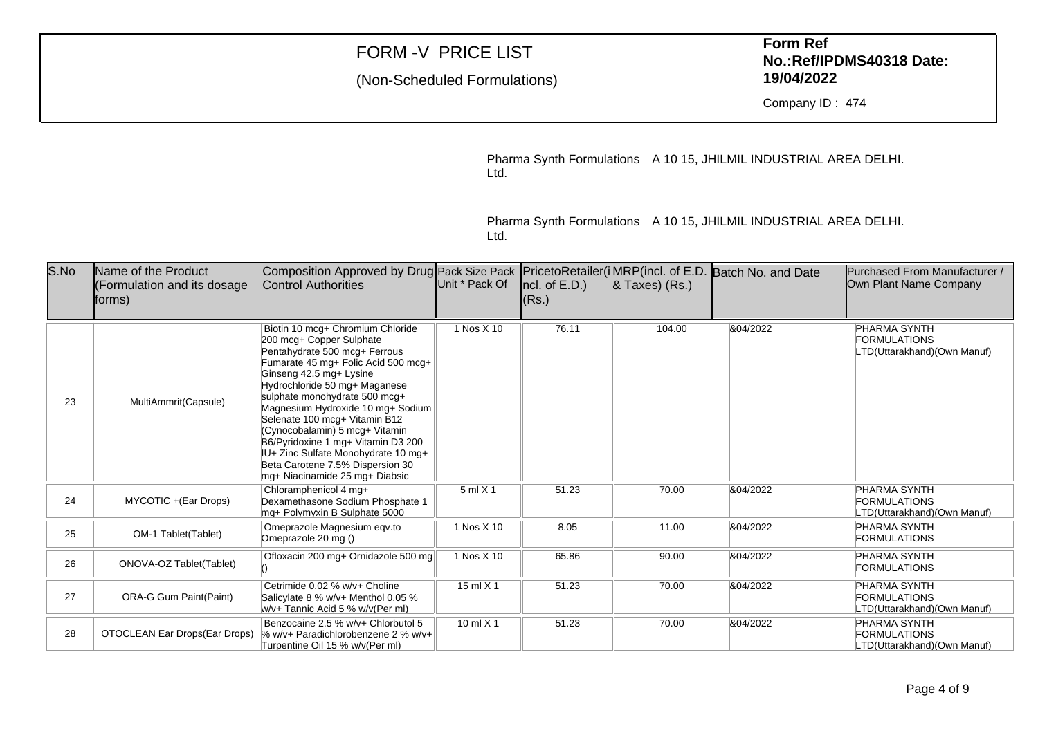# FORM -V PRICE LIST

(Non-Scheduled Formulations)

**Form Ref No.:Ref/IPDMS40318 Date: 19/04/2022**

Company ID : 474

Pharma Synth Formulations Ltd. A 10 15, JHILMIL INDUSTRIAL AREA DELHI.

Pharma Synth Formulations Ltd. A 10 15, JHILMIL INDUSTRIAL AREA DELHI.

| S.No | Name of the Product (Formulation and its dosage forms) | Composition Approved by Drug Control Authorities | Pack Size Pack Unit * Pack Of | PricetoRetailer(incl. of E.D.) (Rs.) | MRP(incl. of E.D. & Taxes) (Rs.) | Batch No. and Date | Purchased From Manufacturer / Own Plant Name Company |
|---|---|---|---|---|---|---|---|
| 23 | MultiAmmrit(Capsule) | Biotin 10 mcg+ Chromium Chloride 200 mcg+ Copper Sulphate Pentahydrate 500 mcg+ Ferrous Fumarate 45 mg+ Folic Acid 500 mcg+ Ginseng 42.5 mg+ Lysine Hydrochloride 50 mg+ Maganese sulphate monohydrate 500 mcg+ Magnesium Hydroxide 10 mg+ Sodium Selenate 100 mcg+ Vitamin B12 (Cynocobalamin) 5 mcg+ Vitamin B6/Pyridoxine 1 mg+ Vitamin D3 200 IU+ Zinc Sulfate Monohydrate 10 mg+ Beta Carotene 7.5% Dispersion 30 mg+ Niacinamide 25 mg+ Diabsic | 1 Nos X 10 | 76.11 | 104.00 | &04/2022 | PHARMA SYNTH FORMULATIONS LTD(Uttarakhand)(Own Manuf) |
| 24 | MYCOTIC +(Ear Drops) | Chloramphenicol 4 mg+ Dexamethasone Sodium Phosphate 1 mg+ Polymyxin B Sulphate 5000 | 5 ml X 1 | 51.23 | 70.00 | &04/2022 | PHARMA SYNTH FORMULATIONS LTD(Uttarakhand)(Own Manuf) |
| 25 | OM-1 Tablet(Tablet) | Omeprazole Magnesium eqv.to Omeprazole 20 mg () | 1 Nos X 10 | 8.05 | 11.00 | &04/2022 | PHARMA SYNTH FORMULATIONS |
| 26 | ONOVA-OZ Tablet(Tablet) | Ofloxacin 200 mg+ Ornidazole 500 mg () | 1 Nos X 10 | 65.86 | 90.00 | &04/2022 | PHARMA SYNTH FORMULATIONS |
| 27 | ORA-G Gum Paint(Paint) | Cetrimide 0.02 % w/v+ Choline Salicylate 8 % w/v+ Menthol 0.05 % w/v+ Tannic Acid 5 % w/v(Per ml) | 15 ml X 1 | 51.23 | 70.00 | &04/2022 | PHARMA SYNTH FORMULATIONS LTD(Uttarakhand)(Own Manuf) |
| 28 | OTOCLEAN Ear Drops(Ear Drops) | Benzocaine 2.5 % w/v+ Chlorbutol 5 % w/v+ Paradichlorobenzene 2 % w/v+ Turpentine Oil 15 % w/v(Per ml) | 10 ml X 1 | 51.23 | 70.00 | &04/2022 | PHARMA SYNTH FORMULATIONS LTD(Uttarakhand)(Own Manuf) |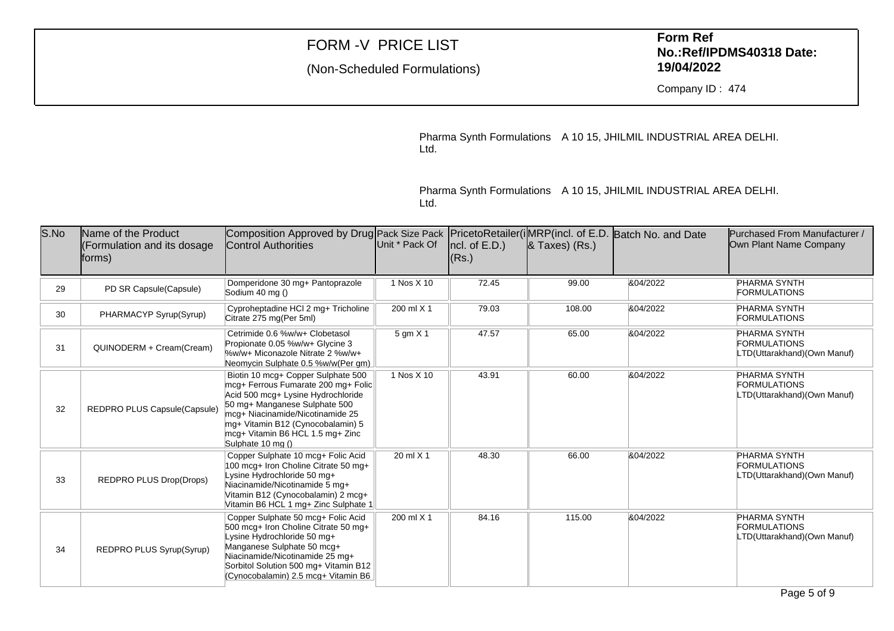# FORM -V PRICE LIST

(Non-Scheduled Formulations)

**Form Ref No.:Ref/IPDMS40318 Date: 19/04/2022**

Company ID : 474

Pharma Synth Formulations Ltd. A 10 15, JHILMIL INDUSTRIAL AREA DELHI.

Pharma Synth Formulations Ltd. A 10 15, JHILMIL INDUSTRIAL AREA DELHI.

| S.No | Name of the Product (Formulation and its dosage forms) | Composition Approved by Drug Control Authorities | Pack Size Pack Unit * Pack Of | PricetoRetailer(incl. of E.D.) (Rs.) | MRP(incl. of E.D. & Taxes) (Rs.) | Batch No. and Date | Purchased From Manufacturer / Own Plant Name Company |
|---|---|---|---|---|---|---|---|
| 29 | PD SR Capsule(Capsule) | Domperidone 30 mg+ Pantoprazole Sodium 40 mg () | 1 Nos X 10 | 72.45 | 99.00 | &04/2022 | PHARMA SYNTH FORMULATIONS |
| 30 | PHARMACYP Syrup(Syrup) | Cyproheptadine HCl 2 mg+ Tricholine Citrate 275 mg(Per 5ml) | 200 ml X 1 | 79.03 | 108.00 | &04/2022 | PHARMA SYNTH FORMULATIONS |
| 31 | QUINODERM + Cream(Cream) | Cetrimide 0.6 %w/w+ Clobetasol Propionate 0.05 %w/w+ Glycine 3 %w/w+ Miconazole Nitrate 2 %w/w+ Neomycin Sulphate 0.5 %w/w(Per gm) | 5 gm X 1 | 47.57 | 65.00 | &04/2022 | PHARMA SYNTH FORMULATIONS LTD(Uttarakhand)(Own Manuf) |
| 32 | REDPRO PLUS Capsule(Capsule) | Biotin 10 mcg+ Copper Sulphate 500 mcg+ Ferrous Fumarate 200 mg+ Folic Acid 500 mcg+ Lysine Hydrochloride 50 mg+ Manganese Sulphate 500 mcg+ Niacinamide/Nicotinamide 25 mg+ Vitamin B12 (Cynocobalamin) 5 mcg+ Vitamin B6 HCL 1.5 mg+ Zinc Sulphate 10 mg () | 1 Nos X 10 | 43.91 | 60.00 | &04/2022 | PHARMA SYNTH FORMULATIONS LTD(Uttarakhand)(Own Manuf) |
| 33 | REDPRO PLUS Drop(Drops) | Copper Sulphate 10 mcg+ Folic Acid 100 mcg+ Iron Choline Citrate 50 mg+ Lysine Hydrochloride 50 mg+ Niacinamide/Nicotinamide 5 mg+ Vitamin B12 (Cynocobalamin) 2 mcg+ Vitamin B6 HCL 1 mg+ Zinc Sulphate 1 | 20 ml X 1 | 48.30 | 66.00 | &04/2022 | PHARMA SYNTH FORMULATIONS LTD(Uttarakhand)(Own Manuf) |
| 34 | REDPRO PLUS Syrup(Syrup) | Copper Sulphate 50 mcg+ Folic Acid 500 mcg+ Iron Choline Citrate 50 mg+ Lysine Hydrochloride 50 mg+ Manganese Sulphate 50 mcg+ Niacinamide/Nicotinamide 25 mg+ Sorbitol Solution 500 mg+ Vitamin B12 (Cynocobalamin) 2.5 mcg+ Vitamin B6 | 200 ml X 1 | 84.16 | 115.00 | &04/2022 | PHARMA SYNTH FORMULATIONS LTD(Uttarakhand)(Own Manuf) |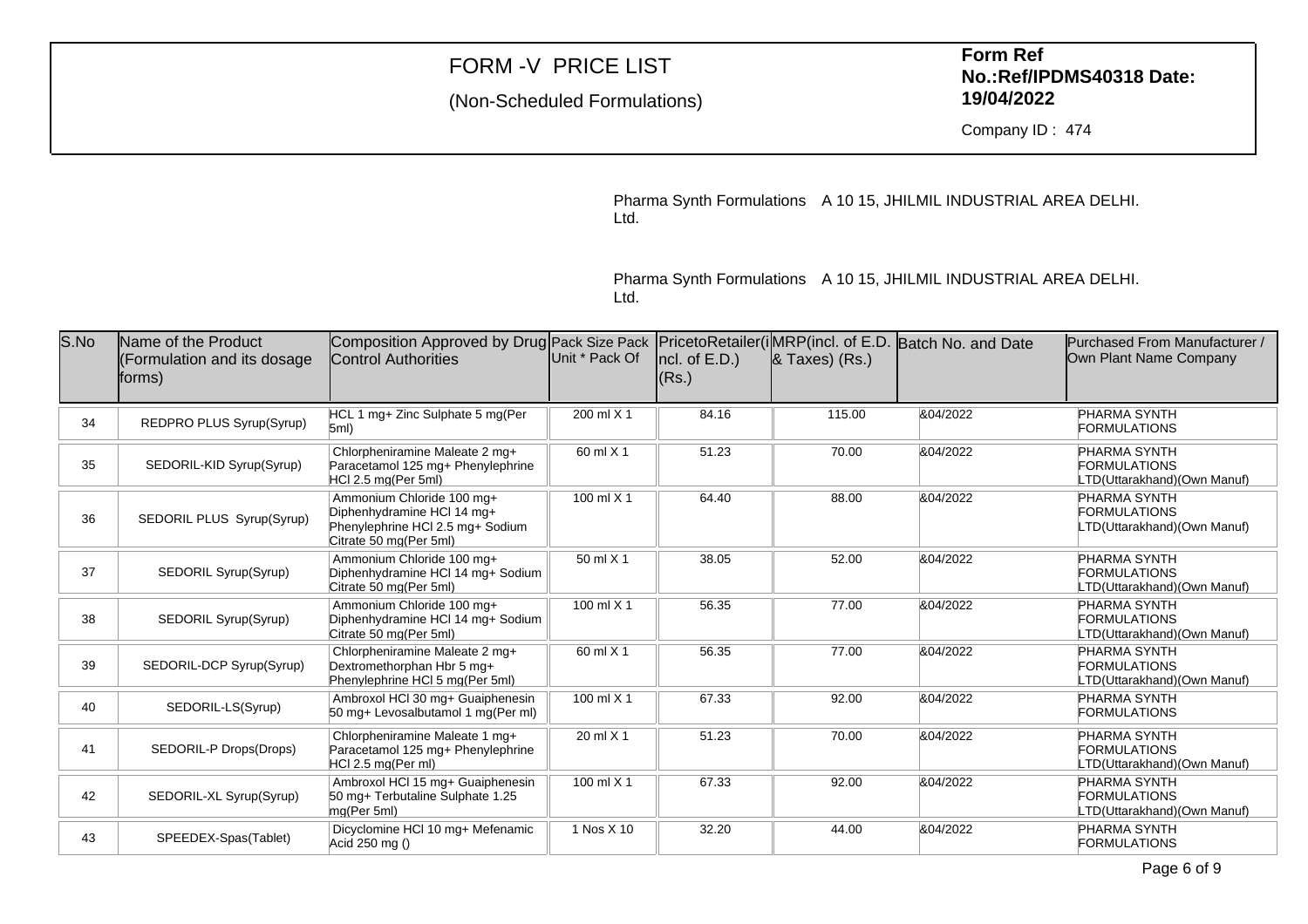# FORM -V PRICE LIST

(Non-Scheduled Formulations)

**Form Ref No.:Ref/IPDMS40318 Date: 19/04/2022**

Company ID : 474

Pharma Synth Formulations Ltd. A 10 15, JHILMIL INDUSTRIAL AREA DELHI.

Pharma Synth Formulations Ltd. A 10 15, JHILMIL INDUSTRIAL AREA DELHI.

| S.No | Name of the Product (Formulation and its dosage forms) | Composition Approved by Drug Control Authorities | Pack Size Pack Unit * Pack Of | PricetoRetailer(incl. of E.D.) (Rs.) | MRP(incl. of E.D. & Taxes) (Rs.) | Batch No. and Date | Purchased From Manufacturer / Own Plant Name Company |
|---|---|---|---|---|---|---|---|
| 34 | REDPRO PLUS Syrup(Syrup) | HCL 1 mg+ Zinc Sulphate 5 mg(Per 5ml) | 200 ml X 1 | 84.16 | 115.00 | &04/2022 | PHARMA SYNTH FORMULATIONS |
| 35 | SEDORIL-KID Syrup(Syrup) | Chlorpheniramine Maleate 2 mg+ Paracetamol 125 mg+ Phenylephrine HCl 2.5 mg(Per 5ml) | 60 ml X 1 | 51.23 | 70.00 | &04/2022 | PHARMA SYNTH FORMULATIONS LTD(Uttarakhand)(Own Manuf) |
| 36 | SEDORIL PLUS Syrup(Syrup) | Ammonium Chloride 100 mg+ Diphenhydramine HCl 14 mg+ Phenylephrine HCl 2.5 mg+ Sodium Citrate 50 mg(Per 5ml) | 100 ml X 1 | 64.40 | 88.00 | &04/2022 | PHARMA SYNTH FORMULATIONS LTD(Uttarakhand)(Own Manuf) |
| 37 | SEDORIL Syrup(Syrup) | Ammonium Chloride 100 mg+ Diphenhydramine HCl 14 mg+ Sodium Citrate 50 mg(Per 5ml) | 50 ml X 1 | 38.05 | 52.00 | &04/2022 | PHARMA SYNTH FORMULATIONS LTD(Uttarakhand)(Own Manuf) |
| 38 | SEDORIL Syrup(Syrup) | Ammonium Chloride 100 mg+ Diphenhydramine HCl 14 mg+ Sodium Citrate 50 mg(Per 5ml) | 100 ml X 1 | 56.35 | 77.00 | &04/2022 | PHARMA SYNTH FORMULATIONS LTD(Uttarakhand)(Own Manuf) |
| 39 | SEDORIL-DCP Syrup(Syrup) | Chlorpheniramine Maleate 2 mg+ Dextromethorphan Hbr 5 mg+ Phenylephrine HCl 5 mg(Per 5ml) | 60 ml X 1 | 56.35 | 77.00 | &04/2022 | PHARMA SYNTH FORMULATIONS LTD(Uttarakhand)(Own Manuf) |
| 40 | SEDORIL-LS(Syrup) | Ambroxol HCl 30 mg+ Guaiphenesin 50 mg+ Levosalbutamol 1 mg(Per ml) | 100 ml X 1 | 67.33 | 92.00 | &04/2022 | PHARMA SYNTH FORMULATIONS |
| 41 | SEDORIL-P Drops(Drops) | Chlorpheniramine Maleate 1 mg+ Paracetamol 125 mg+ Phenylephrine HCl 2.5 mg(Per ml) | 20 ml X 1 | 51.23 | 70.00 | &04/2022 | PHARMA SYNTH FORMULATIONS LTD(Uttarakhand)(Own Manuf) |
| 42 | SEDORIL-XL Syrup(Syrup) | Ambroxol HCl 15 mg+ Guaiphenesin 50 mg+ Terbutaline Sulphate 1.25 mg(Per 5ml) | 100 ml X 1 | 67.33 | 92.00 | &04/2022 | PHARMA SYNTH FORMULATIONS LTD(Uttarakhand)(Own Manuf) |
| 43 | SPEEDEX-Spas(Tablet) | Dicyclomine HCl 10 mg+ Mefenamic Acid 250 mg () | 1 Nos X 10 | 32.20 | 44.00 | &04/2022 | PHARMA SYNTH FORMULATIONS |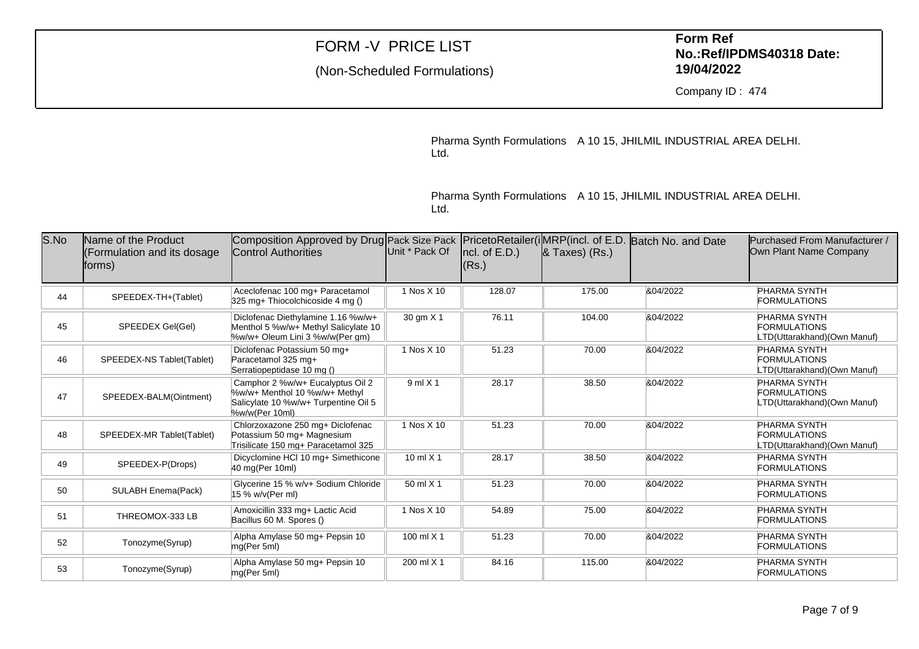# FORM -V PRICE LIST

(Non-Scheduled Formulations)

**Form Ref No.:Ref/IPDMS40318 Date: 19/04/2022**

Company ID : 474

Pharma Synth Formulations Ltd. A 10 15, JHILMIL INDUSTRIAL AREA DELHI.

Pharma Synth Formulations Ltd. A 10 15, JHILMIL INDUSTRIAL AREA DELHI.

| S.No | Name of the Product (Formulation and its dosage forms) | Composition Approved by Drug Control Authorities | Pack Size Pack Unit * Pack Of | PricetoRetailer(incl. of E.D.) (Rs.) | MRP(incl. of E.D. & Taxes) (Rs.) | Batch No. and Date | Purchased From Manufacturer / Own Plant Name Company |
|---|---|---|---|---|---|---|---|
| 44 | SPEEDEX-TH+(Tablet) | Aceclofenac 100 mg+ Paracetamol 325 mg+ Thiocolchicoside 4 mg () | 1 Nos X 10 | 128.07 | 175.00 | &04/2022 | PHARMA SYNTH FORMULATIONS |
| 45 | SPEEDEX Gel(Gel) | Diclofenac Diethylamine 1.16 %w/w+ Menthol 5 %w/w+ Methyl Salicylate 10 %w/w+ Oleum Lini 3 %w/w(Per gm) | 30 gm X 1 | 76.11 | 104.00 | &04/2022 | PHARMA SYNTH FORMULATIONS LTD(Uttarakhand)(Own Manuf) |
| 46 | SPEEDEX-NS Tablet(Tablet) | Diclofenac Potassium 50 mg+ Paracetamol 325 mg+ Serratiopeptidase 10 mg () | 1 Nos X 10 | 51.23 | 70.00 | &04/2022 | PHARMA SYNTH FORMULATIONS LTD(Uttarakhand)(Own Manuf) |
| 47 | SPEEDEX-BALM(Ointment) | Camphor 2 %w/w+ Eucalyptus Oil 2 %w/w+ Menthol 10 %w/w+ Methyl Salicylate 10 %w/w+ Turpentine Oil 5 %w/w(Per 10ml) | 9 ml X 1 | 28.17 | 38.50 | &04/2022 | PHARMA SYNTH FORMULATIONS LTD(Uttarakhand)(Own Manuf) |
| 48 | SPEEDEX-MR Tablet(Tablet) | Chlorzoxazone 250 mg+ Diclofenac Potassium 50 mg+ Magnesium Trisilicate 150 mg+ Paracetamol 325 | 1 Nos X 10 | 51.23 | 70.00 | &04/2022 | PHARMA SYNTH FORMULATIONS LTD(Uttarakhand)(Own Manuf) |
| 49 | SPEEDEX-P(Drops) | Dicyclomine HCl 10 mg+ Simethicone 40 mg(Per 10ml) | 10 ml X 1 | 28.17 | 38.50 | &04/2022 | PHARMA SYNTH FORMULATIONS |
| 50 | SULABH Enema(Pack) | Glycerine 15 % w/v+ Sodium Chloride 15 % w/v(Per ml) | 50 ml X 1 | 51.23 | 70.00 | &04/2022 | PHARMA SYNTH FORMULATIONS |
| 51 | THREOMOX-333 LB | Amoxicillin 333 mg+ Lactic Acid Bacillus 60 M. Spores () | 1 Nos X 10 | 54.89 | 75.00 | &04/2022 | PHARMA SYNTH FORMULATIONS |
| 52 | Tonozyme(Syrup) | Alpha Amylase 50 mg+ Pepsin 10 mg(Per 5ml) | 100 ml X 1 | 51.23 | 70.00 | &04/2022 | PHARMA SYNTH FORMULATIONS |
| 53 | Tonozyme(Syrup) | Alpha Amylase 50 mg+ Pepsin 10 mg(Per 5ml) | 200 ml X 1 | 84.16 | 115.00 | &04/2022 | PHARMA SYNTH FORMULATIONS |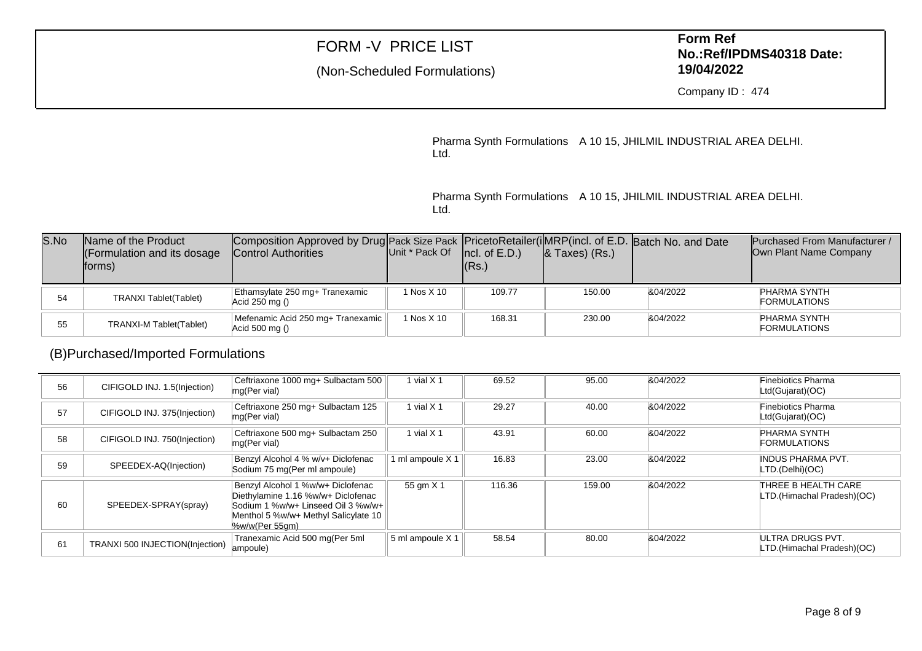# FORM -V PRICE LIST

(Non-Scheduled Formulations)

**Form Ref No.:Ref/IPDMS40318 Date: 19/04/2022**

Company ID : 474

Pharma Synth Formulations Ltd. A 10 15, JHILMIL INDUSTRIAL AREA DELHI.

Pharma Synth Formulations Ltd. A 10 15, JHILMIL INDUSTRIAL AREA DELHI.

| S.No | Name of the Product (Formulation and its dosage forms) | Composition Approved by Drug Control Authorities | Pack Size Pack Unit * Pack Of | PricetoRetailer(incl. of E.D.) (Rs.) | MRP(incl. of E.D. & Taxes) (Rs.) | Batch No. and Date | Purchased From Manufacturer / Own Plant Name Company |
|---|---|---|---|---|---|---|---|
| 54 | TRANXI Tablet(Tablet) | Ethamsylate 250 mg+ Tranexamic Acid 250 mg () | 1 Nos X 10 | 109.77 | 150.00 | &04/2022 | PHARMA SYNTH FORMULATIONS |
| 55 | TRANXI-M Tablet(Tablet) | Mefenamic Acid 250 mg+ Tranexamic Acid 500 mg () | 1 Nos X 10 | 168.31 | 230.00 | &04/2022 | PHARMA SYNTH FORMULATIONS |

## (B)Purchased/Imported Formulations

| S.No | Name of the Product (Formulation and its dosage forms) | Composition Approved by Drug Control Authorities | Pack Size Pack Unit * Pack Of | PricetoRetailer(incl. of E.D.) (Rs.) | MRP(incl. of E.D. & Taxes) (Rs.) | Batch No. and Date | Purchased From Manufacturer / Own Plant Name Company |
|---|---|---|---|---|---|---|---|
| 56 | CIFIGOLD INJ. 1.5(Injection) | Ceftriaxone 1000 mg+ Sulbactam 500 mg(Per vial) | 1 vial X 1 | 69.52 | 95.00 | &04/2022 | Finebiotics Pharma Ltd(Gujarat)(OC) |
| 57 | CIFIGOLD INJ. 375(Injection) | Ceftriaxone 250 mg+ Sulbactam 125 mg(Per vial) | 1 vial X 1 | 29.27 | 40.00 | &04/2022 | Finebiotics Pharma Ltd(Gujarat)(OC) |
| 58 | CIFIGOLD INJ. 750(Injection) | Ceftriaxone 500 mg+ Sulbactam 250 mg(Per vial) | 1 vial X 1 | 43.91 | 60.00 | &04/2022 | PHARMA SYNTH FORMULATIONS |
| 59 | SPEEDEX-AQ(Injection) | Benzyl Alcohol 4 % w/v+ Diclofenac Sodium 75 mg(Per ml ampoule) | 1 ml ampoule X 1 | 16.83 | 23.00 | &04/2022 | INDUS PHARMA PVT. LTD.(Delhi)(OC) |
| 60 | SPEEDEX-SPRAY(spray) | Benzyl Alcohol 1 %w/w+ Diclofenac Diethylamine 1.16 %w/w+ Diclofenac Sodium 1 %w/w+ Linseed Oil 3 %w/w+ Menthol 5 %w/w+ Methyl Salicylate 10 %w/w(Per 55gm) | 55 gm X 1 | 116.36 | 159.00 | &04/2022 | THREE B HEALTH CARE LTD.(Himachal Pradesh)(OC) |
| 61 | TRANXI 500 INJECTION(Injection) | Tranexamic Acid 500 mg(Per 5ml ampoule) | 5 ml ampoule X 1 | 58.54 | 80.00 | &04/2022 | ULTRA DRUGS PVT. LTD.(Himachal Pradesh)(OC) |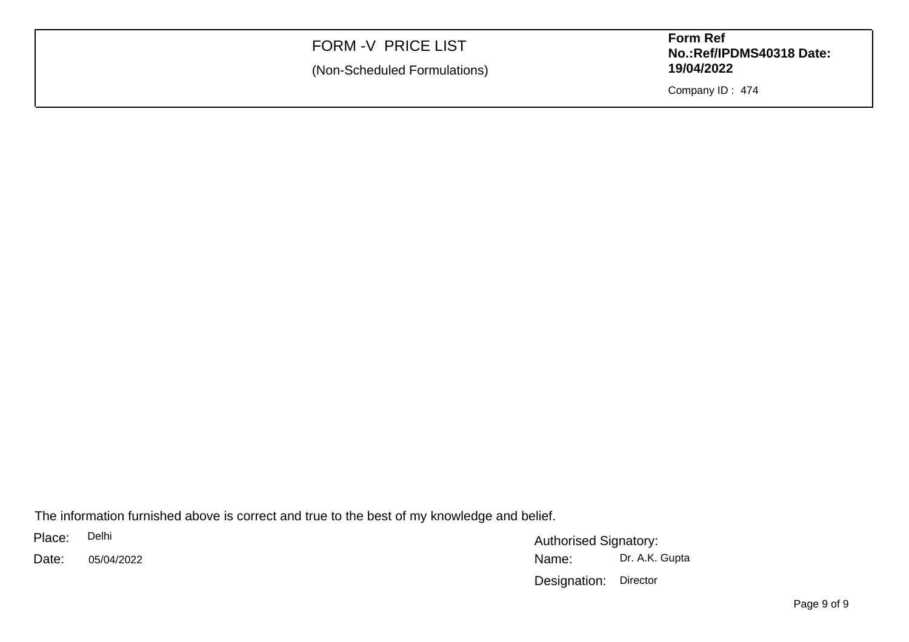# FORM -V PRICE LIST

(Non-Scheduled Formulations)

**Form Ref No.:Ref/IPDMS40318 Date: 19/04/2022**

Company ID : 474

The information furnished above is correct and true to the best of my knowledge and belief.

Place: Delhi

Date: 05/04/2022

Authorised Signatory:

Name: Dr. A.K. Gupta

Designation: Director